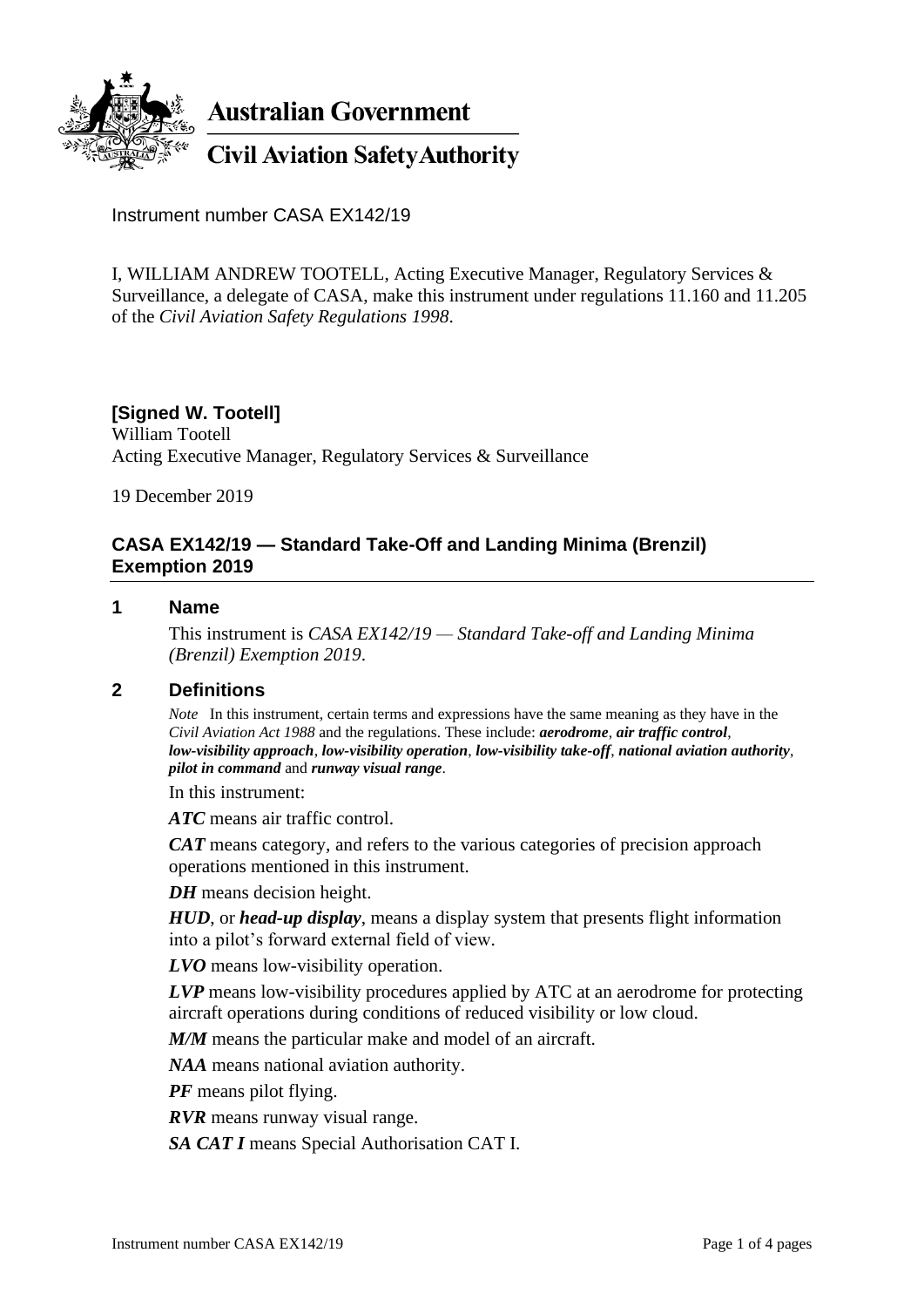**Australian Government**

**Civil Aviation Safety Authority**

Instrument number CASA EX142/19

I, WILLIAM ANDREW TOOTELL, Acting Executive Manager, Regulatory Services & Surveillance, a delegate of CASA, make this instrument under regulations 11.160 and 11.205 of the *Civil Aviation Safety Regulations 1998*.

**[Signed W. Tootell]**
William Tootell
Acting Executive Manager, Regulatory Services & Surveillance

19 December 2019

## CASA EX142/19 — Standard Take-Off and Landing Minima (Brenzil) Exemption 2019

### 1 Name

This instrument is *CASA EX142/19 — Standard Take-off and Landing Minima (Brenzil) Exemption 2019*.

### 2 Definitions

*Note* In this instrument, certain terms and expressions have the same meaning as they have in the *Civil Aviation Act 1988* and the regulations. These include: ***aerodrome***, ***air traffic control***, ***low-visibility approach***, ***low-visibility operation***, ***low-visibility take-off***, ***national aviation authority***, ***pilot in command*** and ***runway visual range***.

In this instrument:

***ATC*** means air traffic control.

***CAT*** means category, and refers to the various categories of precision approach operations mentioned in this instrument.

***DH*** means decision height.

***HUD***, or ***head-up display***, means a display system that presents flight information into a pilot's forward external field of view.

***LVO*** means low-visibility operation.

***LVP*** means low-visibility procedures applied by ATC at an aerodrome for protecting aircraft operations during conditions of reduced visibility or low cloud.

***M/M*** means the particular make and model of an aircraft.

***NAA*** means national aviation authority.

***PF*** means pilot flying.

***RVR*** means runway visual range.

***SA CAT I*** means Special Authorisation CAT I.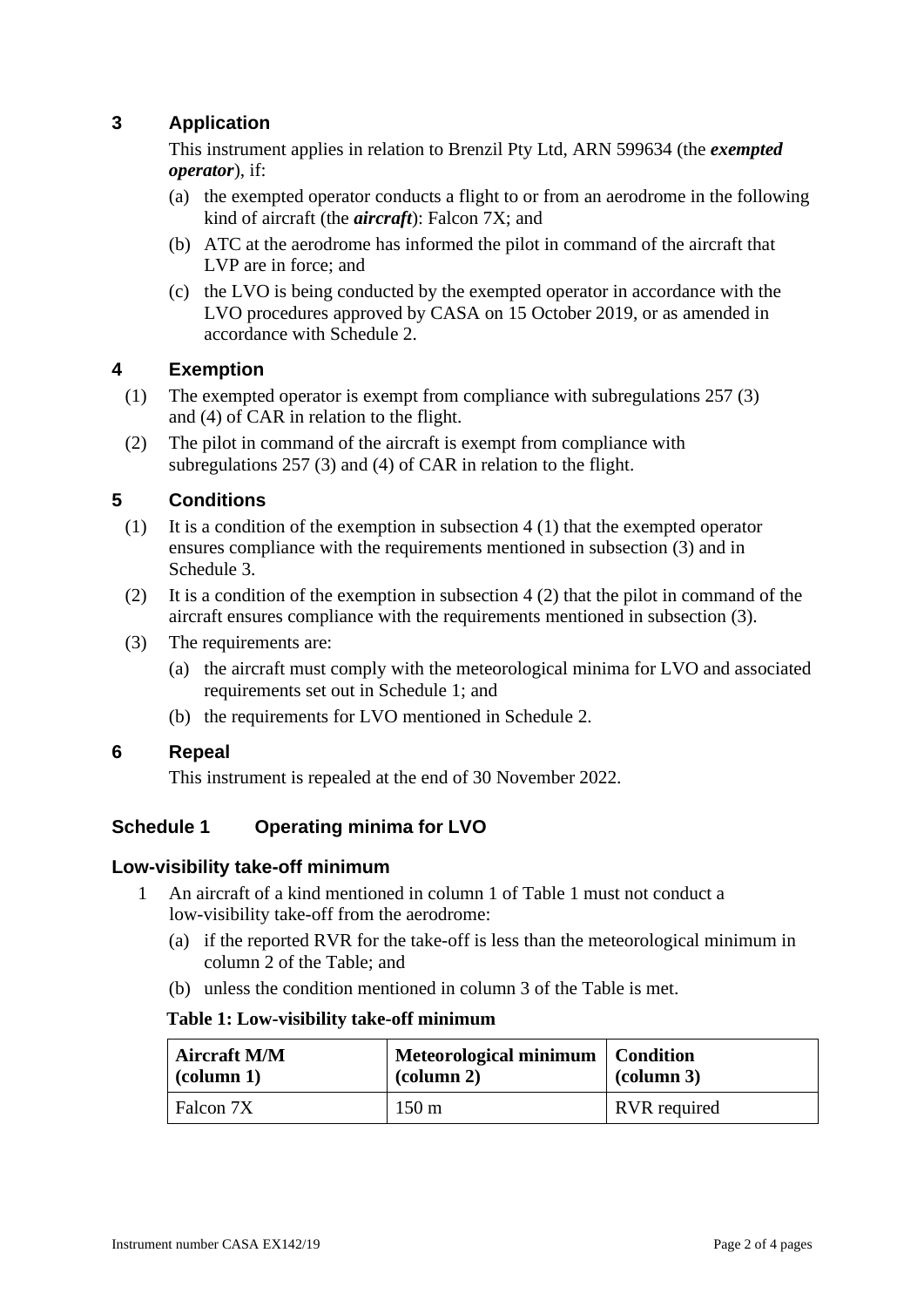## 3 Application

This instrument applies in relation to Brenzil Pty Ltd, ARN 599634 (the ***exempted operator***), if:

(a) the exempted operator conducts a flight to or from an aerodrome in the following kind of aircraft (the ***aircraft***): Falcon 7X; and

(b) ATC at the aerodrome has informed the pilot in command of the aircraft that LVP are in force; and

(c) the LVO is being conducted by the exempted operator in accordance with the LVO procedures approved by CASA on 15 October 2019, or as amended in accordance with Schedule 2.

## 4 Exemption

(1) The exempted operator is exempt from compliance with subregulations 257 (3) and (4) of CAR in relation to the flight.

(2) The pilot in command of the aircraft is exempt from compliance with subregulations 257 (3) and (4) of CAR in relation to the flight.

## 5 Conditions

(1) It is a condition of the exemption in subsection 4 (1) that the exempted operator ensures compliance with the requirements mentioned in subsection (3) and in Schedule 3.

(2) It is a condition of the exemption in subsection 4 (2) that the pilot in command of the aircraft ensures compliance with the requirements mentioned in subsection (3).

(3) The requirements are:

(a) the aircraft must comply with the meteorological minima for LVO and associated requirements set out in Schedule 1; and

(b) the requirements for LVO mentioned in Schedule 2.

## 6 Repeal

This instrument is repealed at the end of 30 November 2022.

## Schedule 1 Operating minima for LVO

### Low-visibility take-off minimum

1 An aircraft of a kind mentioned in column 1 of Table 1 must not conduct a low-visibility take-off from the aerodrome:

(a) if the reported RVR for the take-off is less than the meteorological minimum in column 2 of the Table; and

(b) unless the condition mentioned in column 3 of the Table is met.

**Table 1: Low-visibility take-off minimum**

| Aircraft M/M (column 1) | Meteorological minimum (column 2) | Condition (column 3) |
|---|---|---|
| Falcon 7X | 150 m | RVR required |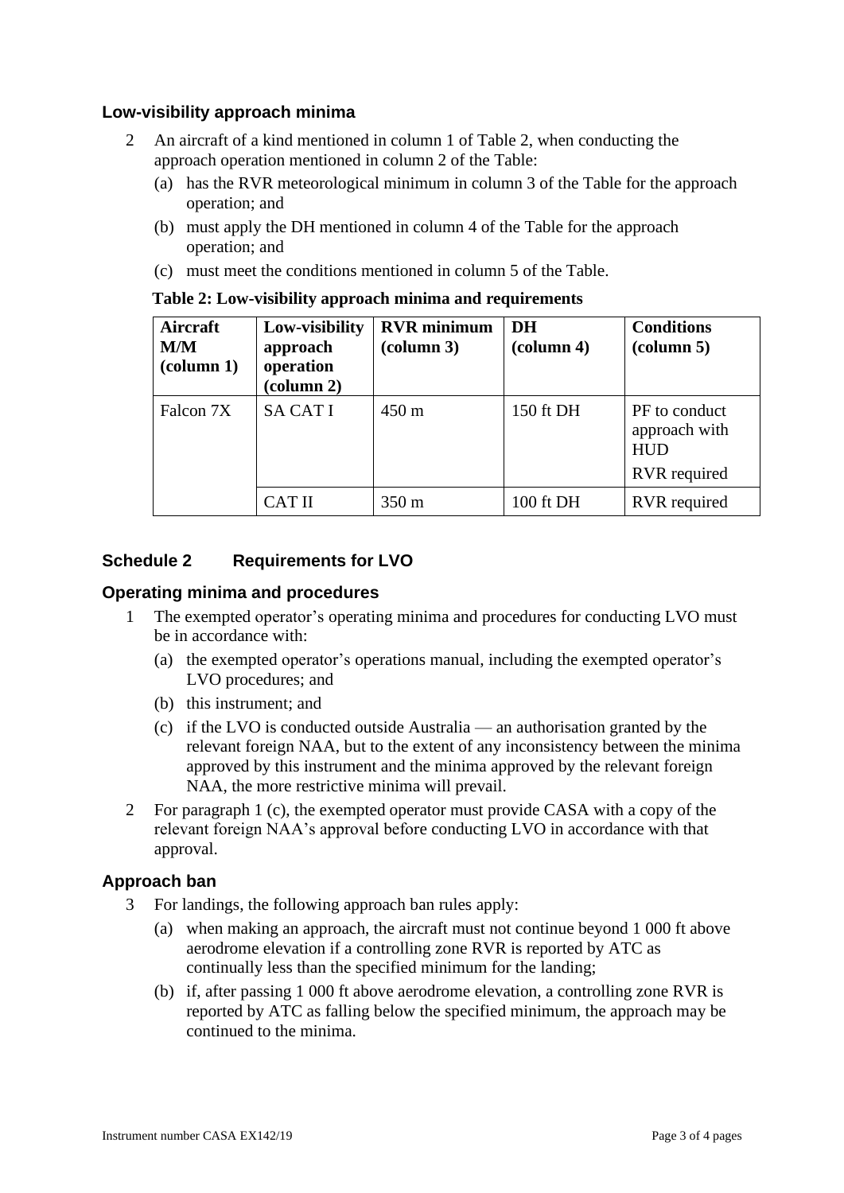### Low-visibility approach minima

2 An aircraft of a kind mentioned in column 1 of Table 2, when conducting the approach operation mentioned in column 2 of the Table:

(a) has the RVR meteorological minimum in column 3 of the Table for the approach operation; and

(b) must apply the DH mentioned in column 4 of the Table for the approach operation; and

(c) must meet the conditions mentioned in column 5 of the Table.

**Table 2: Low-visibility approach minima and requirements**

| Aircraft M/M (column 1) | Low-visibility approach operation (column 2) | RVR minimum (column 3) | DH (column 4) | Conditions (column 5) |
|---|---|---|---|---|
| Falcon 7X | SA CAT I | 450 m | 150 ft DH | PF to conduct approach with HUD<br>RVR required |
| | CAT II | 350 m | 100 ft DH | RVR required |

## Schedule 2 Requirements for LVO

### Operating minima and procedures

1 The exempted operator's operating minima and procedures for conducting LVO must be in accordance with:

(a) the exempted operator's operations manual, including the exempted operator's LVO procedures; and

(b) this instrument; and

(c) if the LVO is conducted outside Australia — an authorisation granted by the relevant foreign NAA, but to the extent of any inconsistency between the minima approved by this instrument and the minima approved by the relevant foreign NAA, the more restrictive minima will prevail.

2 For paragraph 1 (c), the exempted operator must provide CASA with a copy of the relevant foreign NAA's approval before conducting LVO in accordance with that approval.

### Approach ban

3 For landings, the following approach ban rules apply:

(a) when making an approach, the aircraft must not continue beyond 1 000 ft above aerodrome elevation if a controlling zone RVR is reported by ATC as continually less than the specified minimum for the landing;

(b) if, after passing 1 000 ft above aerodrome elevation, a controlling zone RVR is reported by ATC as falling below the specified minimum, the approach may be continued to the minima.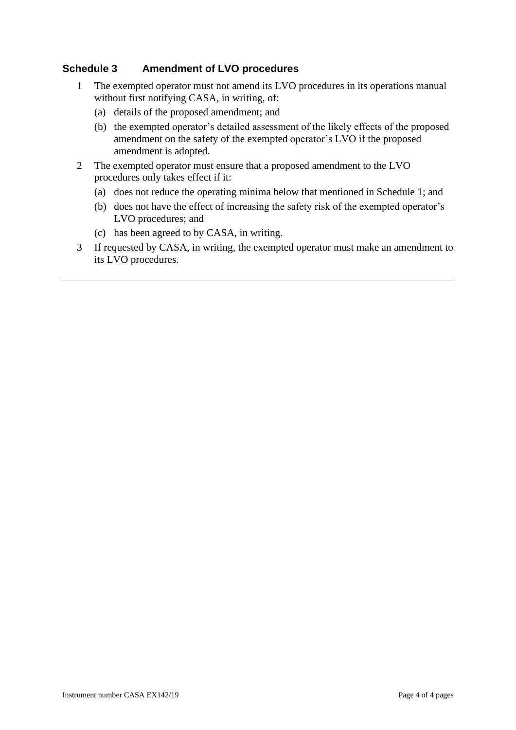## Schedule 3 Amendment of LVO procedures

1 The exempted operator must not amend its LVO procedures in its operations manual without first notifying CASA, in writing, of:

   (a) details of the proposed amendment; and

   (b) the exempted operator's detailed assessment of the likely effects of the proposed amendment on the safety of the exempted operator's LVO if the proposed amendment is adopted.

2 The exempted operator must ensure that a proposed amendment to the LVO procedures only takes effect if it:

   (a) does not reduce the operating minima below that mentioned in Schedule 1; and

   (b) does not have the effect of increasing the safety risk of the exempted operator's LVO procedures; and

   (c) has been agreed to by CASA, in writing.

3 If requested by CASA, in writing, the exempted operator must make an amendment to its LVO procedures.

---